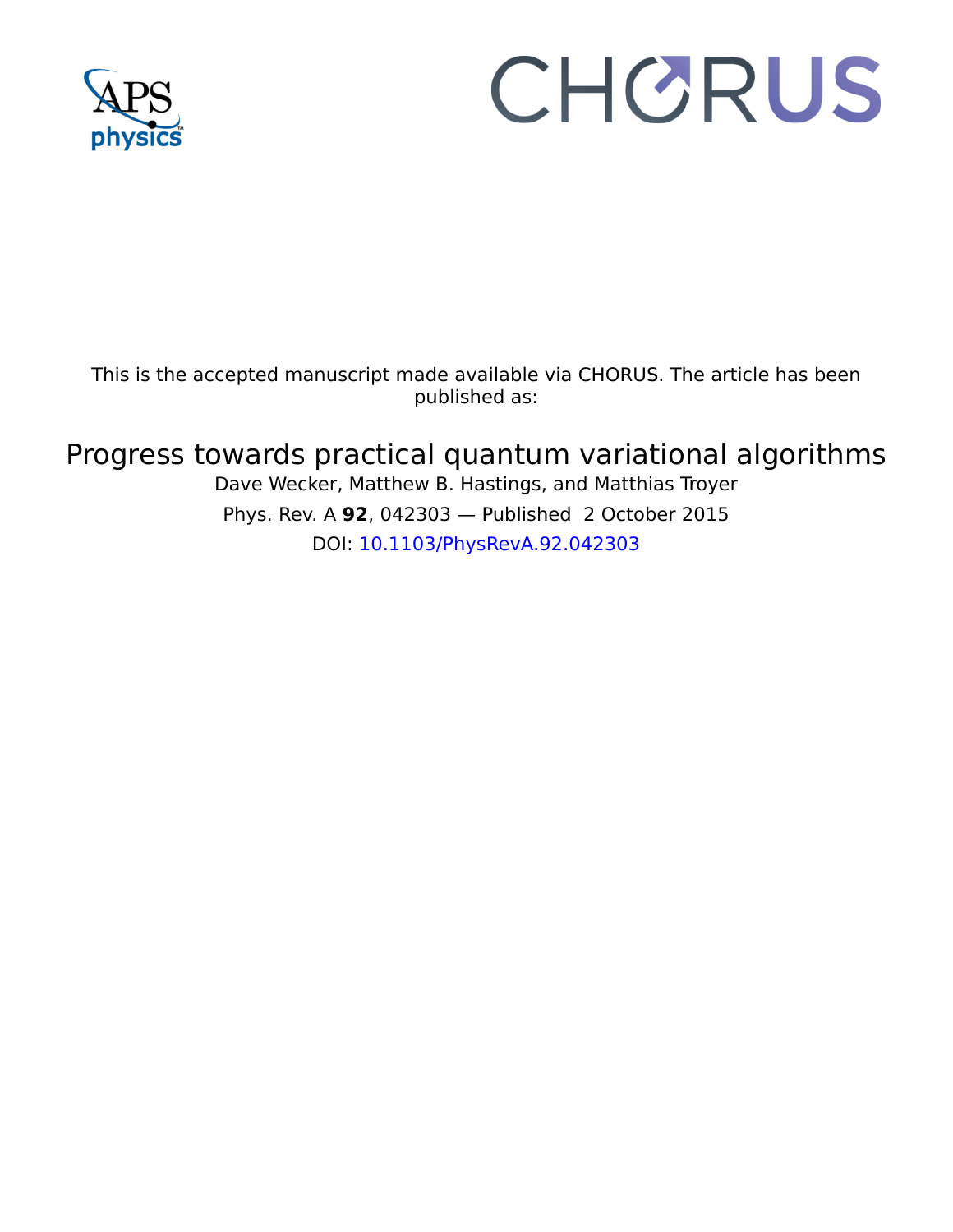This is the accepted manuscript made available via CHORUS. The article has been published as:

# Progress towards practical quantum variational algorithms

Dave Wecker, Matthew B. Hastings, and Matthias Troyer

Phys. Rev. A **92**, 042303 — Published 2 October 2015

DOI: 10.1103/PhysRevA.92.042303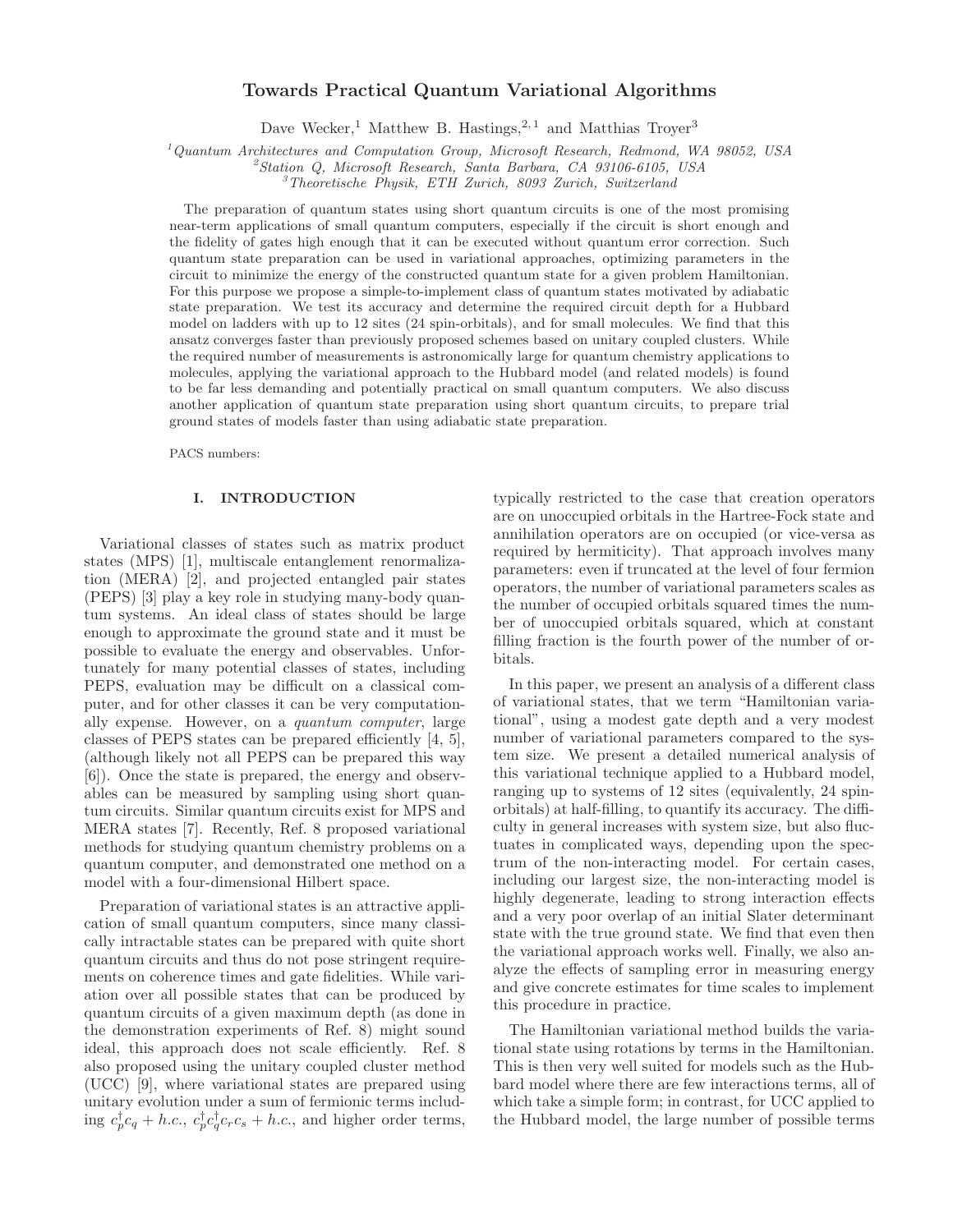# Towards Practical Quantum Variational Algorithms

Dave Wecker,[1] Matthew B. Hastings,[2,1] and Matthias Troyer[3]

[1]*Quantum Architectures and Computation Group, Microsoft Research, Redmond, WA 98052, USA*
[2]*Station Q, Microsoft Research, Santa Barbara, CA 93106-6105, USA*
[3]*Theoretische Physik, ETH Zurich, 8093 Zurich, Switzerland*

The preparation of quantum states using short quantum circuits is one of the most promising near-term applications of small quantum computers, especially if the circuit is short enough and the fidelity of gates high enough that it can be executed without quantum error correction. Such quantum state preparation can be used in variational approaches, optimizing parameters in the circuit to minimize the energy of the constructed quantum state for a given problem Hamiltonian. For this purpose we propose a simple-to-implement class of quantum states motivated by adiabatic state preparation. We test its accuracy and determine the required circuit depth for a Hubbard model on ladders with up to 12 sites (24 spin-orbitals), and for small molecules. We find that this ansatz converges faster than previously proposed schemes based on unitary coupled clusters. While the required number of measurements is astronomically large for quantum chemistry applications to molecules, applying the variational approach to the Hubbard model (and related models) is found to be far less demanding and potentially practical on small quantum computers. We also discuss another application of quantum state preparation using short quantum circuits, to prepare trial ground states of models faster than using adiabatic state preparation.

PACS numbers:

## I. INTRODUCTION

Variational classes of states such as matrix product states (MPS) [1], multiscale entanglement renormalization (MERA) [2], and projected entangled pair states (PEPS) [3] play a key role in studying many-body quantum systems. An ideal class of states should be large enough to approximate the ground state and it must be possible to evaluate the energy and observables. Unfortunately for many potential classes of states, including PEPS, evaluation may be difficult on a classical computer, and for other classes it can be very computationally expense. However, on a *quantum computer*, large classes of PEPS states can be prepared efficiently [4, 5], (although likely not all PEPS can be prepared this way [6]). Once the state is prepared, the energy and observables can be measured by sampling using short quantum circuits. Similar quantum circuits exist for MPS and MERA states [7]. Recently, Ref. 8 proposed variational methods for studying quantum chemistry problems on a quantum computer, and demonstrated one method on a model with a four-dimensional Hilbert space.

Preparation of variational states is an attractive application of small quantum computers, since many classically intractable states can be prepared with quite short quantum circuits and thus do not pose stringent requirements on coherence times and gate fidelities. While variation over all possible states that can be produced by quantum circuits of a given maximum depth (as done in the demonstration experiments of Ref. 8) might sound ideal, this approach does not scale efficiently. Ref. 8 also proposed using the unitary coupled cluster method (UCC) [9], where variational states are prepared using unitary evolution under a sum of fermionic terms including $c_p^\dagger c_q + h.c.$, $c_p^\dagger c_q^\dagger c_r c_s + h.c.$, and higher order terms, typically restricted to the case that creation operators are on unoccupied orbitals in the Hartree-Fock state and annihilation operators are on occupied (or vice-versa as required by hermiticity). That approach involves many parameters: even if truncated at the level of four fermion operators, the number of variational parameters scales as the number of occupied orbitals squared times the number of unoccupied orbitals squared, which at constant filling fraction is the fourth power of the number of orbitals.

In this paper, we present an analysis of a different class of variational states, that we term "Hamiltonian variational", using a modest gate depth and a very modest number of variational parameters compared to the system size. We present a detailed numerical analysis of this variational technique applied to a Hubbard model, ranging up to systems of 12 sites (equivalently, 24 spin-orbitals) at half-filling, to quantify its accuracy. The difficulty in general increases with system size, but also fluctuates in complicated ways, depending upon the spectrum of the non-interacting model. For certain cases, including our largest size, the non-interacting model is highly degenerate, leading to strong interaction effects and a very poor overlap of an initial Slater determinant state with the true ground state. We find that even then the variational approach works well. Finally, we also analyze the effects of sampling error in measuring energy and give concrete estimates for time scales to implement this procedure in practice.

The Hamiltonian variational method builds the variational state using rotations by terms in the Hamiltonian. This is then very well suited for models such as the Hubbard model where there are few interactions terms, all of which take a simple form; in contrast, for UCC applied to the Hubbard model, the large number of possible terms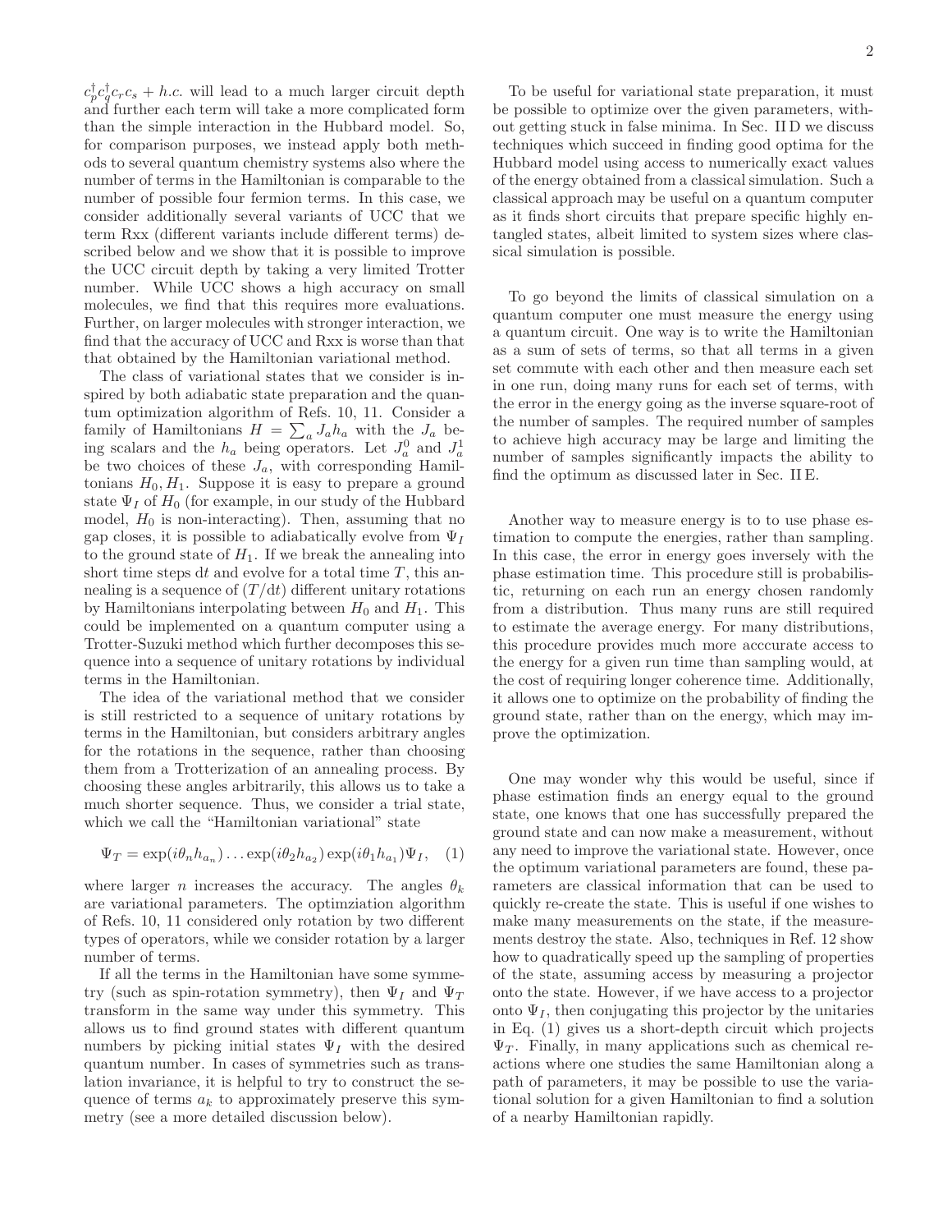$c_p^\dagger c_q^\dagger c_r c_s + h.c.$ will lead to a much larger circuit depth and further each term will take a more complicated form than the simple interaction in the Hubbard model. So, for comparison purposes, we instead apply both methods to several quantum chemistry systems also where the number of terms in the Hamiltonian is comparable to the number of possible four fermion terms. In this case, we consider additionally several variants of UCC that we term Rxx (different variants include different terms) described below and we show that it is possible to improve the UCC circuit depth by taking a very limited Trotter number. While UCC shows a high accuracy on small molecules, we find that this requires more evaluations. Further, on larger molecules with stronger interaction, we find that the accuracy of UCC and Rxx is worse than that that obtained by the Hamiltonian variational method.

The class of variational states that we consider is inspired by both adiabatic state preparation and the quantum optimization algorithm of Refs. 10, 11. Consider a family of Hamiltonians $H = \sum_a J_a h_a$ with the $J_a$ being scalars and the $h_a$ being operators. Let $J_a^0$ and $J_a^1$ be two choices of these $J_a$, with corresponding Hamiltonians $H_0, H_1$. Suppose it is easy to prepare a ground state $\Psi_I$ of $H_0$ (for example, in our study of the Hubbard model, $H_0$ is non-interacting). Then, assuming that no gap closes, it is possible to adiabatically evolve from $\Psi_I$ to the ground state of $H_1$. If we break the annealing into short time steps $\mathrm{d}t$ and evolve for a total time $T$, this annealing is a sequence of $(T/\mathrm{d}t)$ different unitary rotations by Hamiltonians interpolating between $H_0$ and $H_1$. This could be implemented on a quantum computer using a Trotter-Suzuki method which further decomposes this sequence into a sequence of unitary rotations by individual terms in the Hamiltonian.

The idea of the variational method that we consider is still restricted to a sequence of unitary rotations by terms in the Hamiltonian, but considers arbitrary angles for the rotations in the sequence, rather than choosing them from a Trotterization of an annealing process. By choosing these angles arbitrarily, this allows us to take a much shorter sequence. Thus, we consider a trial state, which we call the "Hamiltonian variational" state

$$\Psi_T = \exp(i\theta_n h_{a_n}) \ldots \exp(i\theta_2 h_{a_2}) \exp(i\theta_1 h_{a_1}) \Psi_I, \quad (1)$$

where larger $n$ increases the accuracy. The angles $\theta_k$ are variational parameters. The optimziation algorithm of Refs. 10, 11 considered only rotation by two different types of operators, while we consider rotation by a larger number of terms.

If all the terms in the Hamiltonian have some symmetry (such as spin-rotation symmetry), then $\Psi_I$ and $\Psi_T$ transform in the same way under this symmetry. This allows us to find ground states with different quantum numbers by picking initial states $\Psi_I$ with the desired quantum number. In cases of symmetries such as translation invariance, it is helpful to try to construct the sequence of terms $a_k$ to approximately preserve this symmetry (see a more detailed discussion below).

To be useful for variational state preparation, it must be possible to optimize over the given parameters, without getting stuck in false minima. In Sec. II D we discuss techniques which succeed in finding good optima for the Hubbard model using access to numerically exact values of the energy obtained from a classical simulation. Such a classical approach may be useful on a quantum computer as it finds short circuits that prepare specific highly entangled states, albeit limited to system sizes where classical simulation is possible.

To go beyond the limits of classical simulation on a quantum computer one must measure the energy using a quantum circuit. One way is to write the Hamiltonian as a sum of sets of terms, so that all terms in a given set commute with each other and then measure each set in one run, doing many runs for each set of terms, with the error in the energy going as the inverse square-root of the number of samples. The required number of samples to achieve high accuracy may be large and limiting the number of samples significantly impacts the ability to find the optimum as discussed later in Sec. II E.

Another way to measure energy is to to use phase estimation to compute the energies, rather than sampling. In this case, the error in energy goes inversely with the phase estimation time. This procedure still is probabilistic, returning on each run an energy chosen randomly from a distribution. Thus many runs are still required to estimate the average energy. For many distributions, this procedure provides much more acccurate access to the energy for a given run time than sampling would, at the cost of requiring longer coherence time. Additionally, it allows one to optimize on the probability of finding the ground state, rather than on the energy, which may improve the optimization.

One may wonder why this would be useful, since if phase estimation finds an energy equal to the ground state, one knows that one has successfully prepared the ground state and can now make a measurement, without any need to improve the variational state. However, once the optimum variational parameters are found, these parameters are classical information that can be used to quickly re-create the state. This is useful if one wishes to make many measurements on the state, if the measurements destroy the state. Also, techniques in Ref. 12 show how to quadratically speed up the sampling of properties of the state, assuming access by measuring a projector onto the state. However, if we have access to a projector onto $\Psi_I$, then conjugating this projector by the unitaries in Eq. (1) gives us a short-depth circuit which projects $\Psi_T$. Finally, in many applications such as chemical reactions where one studies the same Hamiltonian along a path of parameters, it may be possible to use the variational solution for a given Hamiltonian to find a solution of a nearby Hamiltonian rapidly.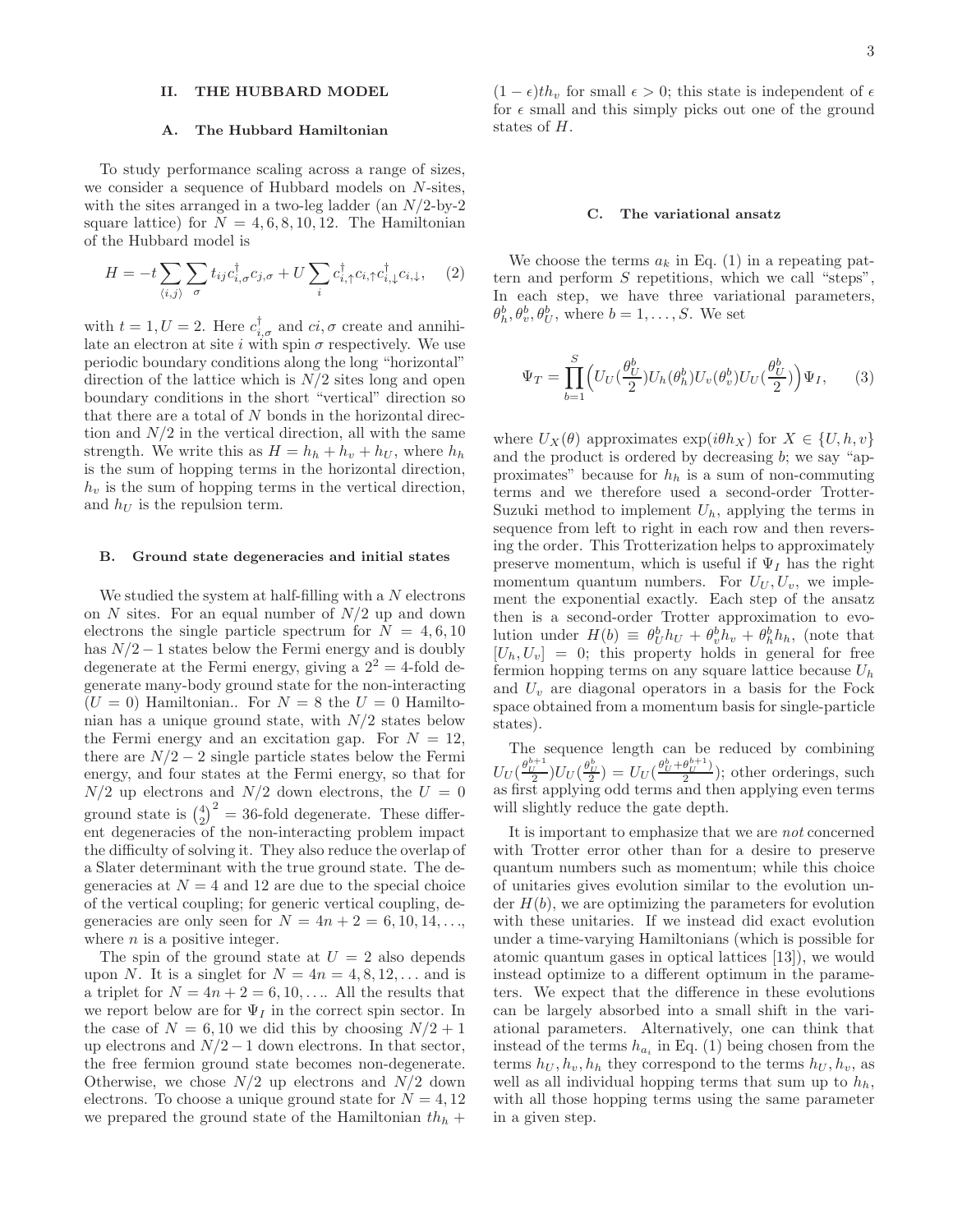## II. THE HUBBARD MODEL

### A. The Hubbard Hamiltonian

To study performance scaling across a range of sizes, we consider a sequence of Hubbard models on $N$-sites, with the sites arranged in a two-leg ladder (an $N/2$-by-2 square lattice) for $N = 4, 6, 8, 10, 12$. The Hamiltonian of the Hubbard model is

$$H = -t \sum_{\langle i,j \rangle} \sum_{\sigma} t_{ij} c^{\dagger}_{i,\sigma} c_{j,\sigma} + U \sum_{i} c^{\dagger}_{i,\uparrow} c_{i,\uparrow} c^{\dagger}_{i,\downarrow} c_{i,\downarrow}, \quad (2)$$

with $t = 1, U = 2$. Here $c^{\dagger}_{i,\sigma}$ and $ci, \sigma$ create and annihilate an electron at site $i$ with spin $\sigma$ respectively. We use periodic boundary conditions along the long "horizontal" direction of the lattice which is $N/2$ sites long and open boundary conditions in the short "vertical" direction so that there are a total of $N$ bonds in the horizontal direction and $N/2$ in the vertical direction, all with the same strength. We write this as $H = h_h + h_v + h_U$, where $h_h$ is the sum of hopping terms in the horizontal direction, $h_v$ is the sum of hopping terms in the vertical direction, and $h_U$ is the repulsion term.

### B. Ground state degeneracies and initial states

We studied the system at half-filling with a $N$ electrons on $N$ sites. For an equal number of $N/2$ up and down electrons the single particle spectrum for $N = 4, 6, 10$ has $N/2 - 1$ states below the Fermi energy and is doubly degenerate at the Fermi energy, giving a $2^2 = 4$-fold degenerate many-body ground state for the non-interacting ($U = 0$) Hamiltonian.. For $N = 8$ the $U = 0$ Hamiltonian has a unique ground state, with $N/2$ states below the Fermi energy and an excitation gap. For $N = 12$, there are $N/2 - 2$ single particle states below the Fermi energy, and four states at the Fermi energy, so that for $N/2$ up electrons and $N/2$ down electrons, the $U = 0$ ground state is $\binom{4}{2}^2 = 36$-fold degenerate. These different degeneracies of the non-interacting problem impact the difficulty of solving it. They also reduce the overlap of a Slater determinant with the true ground state. The degeneracies at $N = 4$ and 12 are due to the special choice of the vertical coupling; for generic vertical coupling, degeneracies are only seen for $N = 4n + 2 = 6, 10, 14, \ldots$, where $n$ is a positive integer.

The spin of the ground state at $U = 2$ also depends upon $N$. It is a singlet for $N = 4n = 4, 8, 12, \ldots$ and is a triplet for $N = 4n + 2 = 6, 10, \ldots$. All the results that we report below are for $\Psi_I$ in the correct spin sector. In the case of $N = 6, 10$ we did this by choosing $N/2 + 1$ up electrons and $N/2 - 1$ down electrons. In that sector, the free fermion ground state becomes non-degenerate. Otherwise, we chose $N/2$ up electrons and $N/2$ down electrons. To choose a unique ground state for $N = 4, 12$ we prepared the ground state of the Hamiltonian $th_h + (1 - \epsilon)th_v$ for small $\epsilon > 0$; this state is independent of $\epsilon$ for $\epsilon$ small and this simply picks out one of the ground states of $H$.

### C. The variational ansatz

We choose the terms $a_k$ in Eq. (1) in a repeating pattern and perform $S$ repetitions, which we call "steps", In each step, we have three variational parameters, $\theta^b_h, \theta^b_v, \theta^b_U$, where $b = 1, \ldots, S$. We set

$$\Psi_T = \prod_{b=1}^{S} \Big( U_U(\frac{\theta^b_U}{2}) U_h(\theta^b_h) U_v(\theta^b_v) U_U(\frac{\theta^b_U}{2}) \Big) \Psi_I, \quad (3)$$

where $U_X(\theta)$ approximates $\exp(i\theta h_X)$ for $X \in \{U, h, v\}$ and the product is ordered by decreasing $b$; we say "approximates" because for $h_h$ is a sum of non-commuting terms and we therefore used a second-order Trotter-Suzuki method to implement $U_h$, applying the terms in sequence from left to right in each row and then reversing the order. This Trotterization helps to approximately preserve momentum, which is useful if $\Psi_I$ has the right momentum quantum numbers. For $U_U, U_v$, we implement the exponential exactly. Each step of the ansatz then is a second-order Trotter approximation to evolution under $H(b) \equiv \theta^b_U h_U + \theta^b_v h_v + \theta^b_h h_h$, (note that $[U_h, U_v] = 0$; this property holds in general for free fermion hopping terms on any square lattice because $U_h$ and $U_v$ are diagonal operators in a basis for the Fock space obtained from a momentum basis for single-particle states).

The sequence length can be reduced by combining $U_U(\frac{\theta^{b+1}_U}{2}) U_U(\frac{\theta^b_U}{2}) = U_U(\frac{\theta^b_U + \theta^{b+1}_U}{2})$; other orderings, such as first applying odd terms and then applying even terms will slightly reduce the gate depth.

It is important to emphasize that we are *not* concerned with Trotter error other than for a desire to preserve quantum numbers such as momentum; while this choice of unitaries gives evolution similar to the evolution under $H(b)$, we are optimizing the parameters for evolution with these unitaries. If we instead did exact evolution under a time-varying Hamiltonians (which is possible for atomic quantum gases in optical lattices [13]), we would instead optimize to a different optimum in the parameters. We expect that the difference in these evolutions can be largely absorbed into a small shift in the variational parameters. Alternatively, one can think that instead of the terms $h_{a_i}$ in Eq. (1) being chosen from the terms $h_U, h_v, h_h$ they correspond to the terms $h_U, h_v$, as well as all individual hopping terms that sum up to $h_h$, with all those hopping terms using the same parameter in a given step.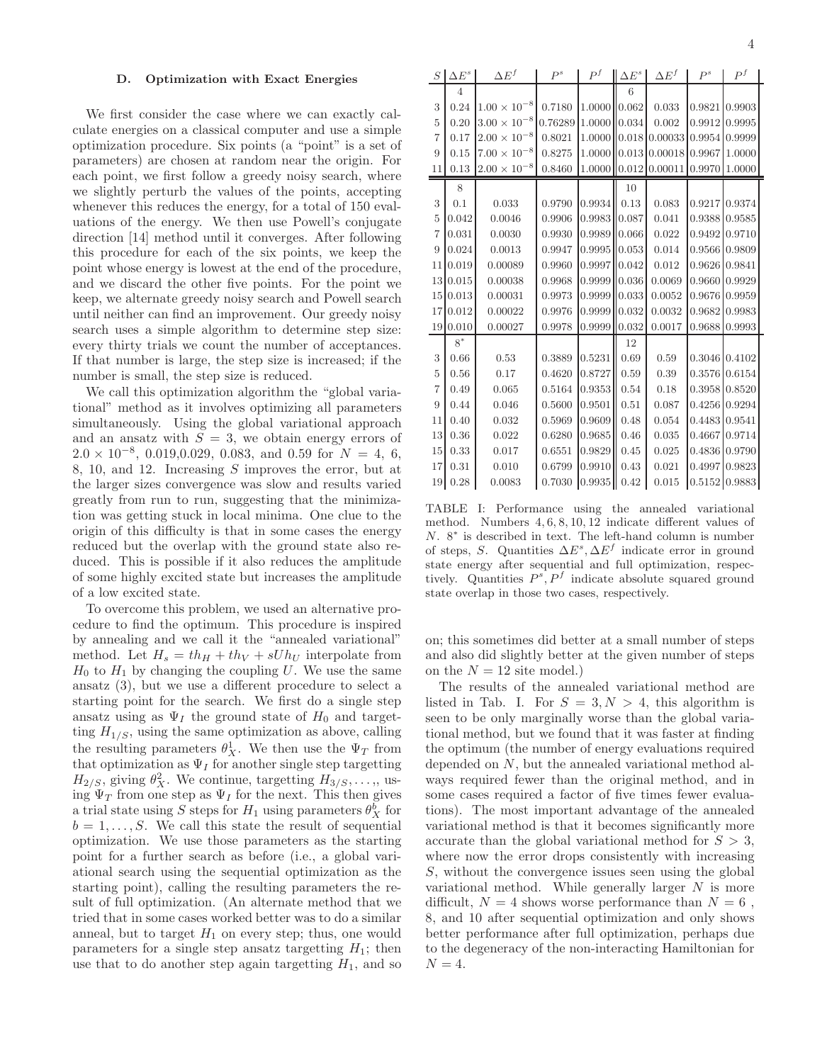### D. Optimization with Exact Energies

We first consider the case where we can exactly calculate energies on a classical computer and use a simple optimization procedure. Six points (a "point" is a set of parameters) are chosen at random near the origin. For each point, we first follow a greedy noisy search, where we slightly perturb the values of the points, accepting whenever this reduces the energy, for a total of 150 evaluations of the energy. We then use Powell's conjugate direction [14] method until it converges. After following this procedure for each of the six points, we keep the point whose energy is lowest at the end of the procedure, and we discard the other five points. For the point we keep, we alternate greedy noisy search and Powell search until neither can find an improvement. Our greedy noisy search uses a simple algorithm to determine step size: every thirty trials we count the number of acceptances. If that number is large, the step size is increased; if the number is small, the step size is reduced.

We call this optimization algorithm the "global variational" method as it involves optimizing all parameters simultaneously. Using the global variational approach and an ansatz with $S = 3$, we obtain energy errors of $2.0 \times 10^{-8}$, 0.019,0.029, 0.083, and 0.59 for $N = 4$, 6, 8, 10, and 12. Increasing $S$ improves the error, but at the larger sizes convergence was slow and results varied greatly from run to run, suggesting that the minimization was getting stuck in local minima. One clue to the origin of this difficulty is that in some cases the energy reduced but the overlap with the ground state also reduced. This is possible if it also reduces the amplitude of some highly excited state but increases the amplitude of a low excited state.

To overcome this problem, we used an alternative procedure to find the optimum. This procedure is inspired by annealing and we call it the "annealed variational" method. Let $H_s = th_H + th_V + sUh_U$ interpolate from $H_0$ to $H_1$ by changing the coupling $U$. We use the same ansatz (3), but we use a different procedure to select a starting point for the search. We first do a single step ansatz using as $\Psi_I$ the ground state of $H_0$ and targetting $H_{1/S}$, using the same optimization as above, calling the resulting parameters $\theta_X^1$. We then use the $\Psi_T$ from that optimization as $\Psi_I$ for another single step targetting $H_{2/S}$, giving $\theta_X^2$. We continue, targetting $H_{3/S}, \ldots,$, using $\Psi_T$ from one step as $\Psi_I$ for the next. This then gives a trial state using $S$ steps for $H_1$ using parameters $\theta_X^b$ for $b = 1, \ldots, S$. We call this state the result of sequential optimization. We use those parameters as the starting point for a further search as before (i.e., a global variational search using the sequential optimization as the starting point), calling the resulting parameters the result of full optimization. (An alternate method that we tried that in some cases worked better was to do a similar anneal, but to target $H_1$ on every step; thus, one would parameters for a single step ansatz targetting $H_1$; then use that to do another step again targetting $H_1$, and so on; this sometimes did better at a small number of steps and also did slightly better at the given number of steps on the $N = 12$ site model.)

The results of the annealed variational method are listed in Tab. I. For $S = 3, N > 4$, this algorithm is seen to be only marginally worse than the global variational method, but we found that it was faster at finding the optimum (the number of energy evaluations required depended on $N$, but the annealed variational method always required fewer than the original method, and in some cases required a factor of five times fewer evaluations). The most important advantage of the annealed variational method is that it becomes significantly more accurate than the global variational method for $S > 3$, where now the error drops consistently with increasing $S$, without the convergence issues seen using the global variational method. While generally larger $N$ is more difficult, $N = 4$ shows worse performance than $N = 6$ , 8, and 10 after sequential optimization and only shows better performance after full optimization, perhaps due to the degeneracy of the non-interacting Hamiltonian for $N = 4$.

| $S$ | $\Delta E^s$ | $\Delta E^f$ | $P^s$ | $P^f$ | $\Delta E^s$ | $\Delta E^f$ | $P^s$ | $P^f$ |
|---|---|---|---|---|---|---|---|---|
| | 4 | | | | 6 | | | |
| 3 | 0.24 | $1.00 \times 10^{-8}$ | 0.7180 | 1.0000 | 0.062 | 0.033 | 0.9821 | 0.9903 |
| 5 | 0.20 | $3.00 \times 10^{-8}$ | 0.76289 | 1.0000 | 0.034 | 0.002 | 0.9912 | 0.9995 |
| 7 | 0.17 | $2.00 \times 10^{-8}$ | 0.8021 | 1.0000 | 0.018 | 0.00033 | 0.9954 | 0.9999 |
| 9 | 0.15 | $7.00 \times 10^{-8}$ | 0.8275 | 1.0000 | 0.013 | 0.00018 | 0.9967 | 1.0000 |
| 11 | 0.13 | $2.00 \times 10^{-8}$ | 0.8460 | 1.0000 | 0.012 | 0.00011 | 0.9970 | 1.0000 |
| | 8 | | | | 10 | | | |
| 3 | 0.1 | 0.033 | 0.9790 | 0.9934 | 0.13 | 0.083 | 0.9217 | 0.9374 |
| 5 | 0.042 | 0.0046 | 0.9906 | 0.9983 | 0.087 | 0.041 | 0.9388 | 0.9585 |
| 7 | 0.031 | 0.0030 | 0.9930 | 0.9989 | 0.066 | 0.022 | 0.9492 | 0.9710 |
| 9 | 0.024 | 0.0013 | 0.9947 | 0.9995 | 0.053 | 0.014 | 0.9566 | 0.9809 |
| 11 | 0.019 | 0.00089 | 0.9960 | 0.9997 | 0.042 | 0.012 | 0.9626 | 0.9841 |
| 13 | 0.015 | 0.00038 | 0.9968 | 0.9999 | 0.036 | 0.0069 | 0.9660 | 0.9929 |
| 15 | 0.013 | 0.00031 | 0.9973 | 0.9999 | 0.033 | 0.0052 | 0.9676 | 0.9959 |
| 17 | 0.012 | 0.00022 | 0.9976 | 0.9999 | 0.032 | 0.0032 | 0.9682 | 0.9983 |
| 19 | 0.010 | 0.00027 | 0.9978 | 0.9999 | 0.032 | 0.0017 | 0.9688 | 0.9993 |
| | $8^*$ | | | | 12 | | | |
| 3 | 0.66 | 0.53 | 0.3889 | 0.5231 | 0.69 | 0.59 | 0.3046 | 0.4102 |
| 5 | 0.56 | 0.17 | 0.4620 | 0.8727 | 0.59 | 0.39 | 0.3576 | 0.6154 |
| 7 | 0.49 | 0.065 | 0.5164 | 0.9353 | 0.54 | 0.18 | 0.3958 | 0.8520 |
| 9 | 0.44 | 0.046 | 0.5600 | 0.9501 | 0.51 | 0.087 | 0.4256 | 0.9294 |
| 11 | 0.40 | 0.032 | 0.5969 | 0.9609 | 0.48 | 0.054 | 0.4483 | 0.9541 |
| 13 | 0.36 | 0.022 | 0.6280 | 0.9685 | 0.46 | 0.035 | 0.4667 | 0.9714 |
| 15 | 0.33 | 0.017 | 0.6551 | 0.9829 | 0.45 | 0.025 | 0.4836 | 0.9790 |
| 17 | 0.31 | 0.010 | 0.6799 | 0.9910 | 0.43 | 0.021 | 0.4997 | 0.9823 |
| 19 | 0.28 | 0.0083 | 0.7030 | 0.9935 | 0.42 | 0.015 | 0.5152 | 0.9883 |

TABLE I: Performance using the annealed variational method. Numbers $4, 6, 8, 10, 12$ indicate different values of $N$. $8^*$ is described in text. The left-hand column is number of steps, $S$. Quantities $\Delta E^s, \Delta E^f$ indicate error in ground state energy after sequential and full optimization, respectively. Quantities $P^s, P^f$ indicate absolute squared ground state overlap in those two cases, respectively.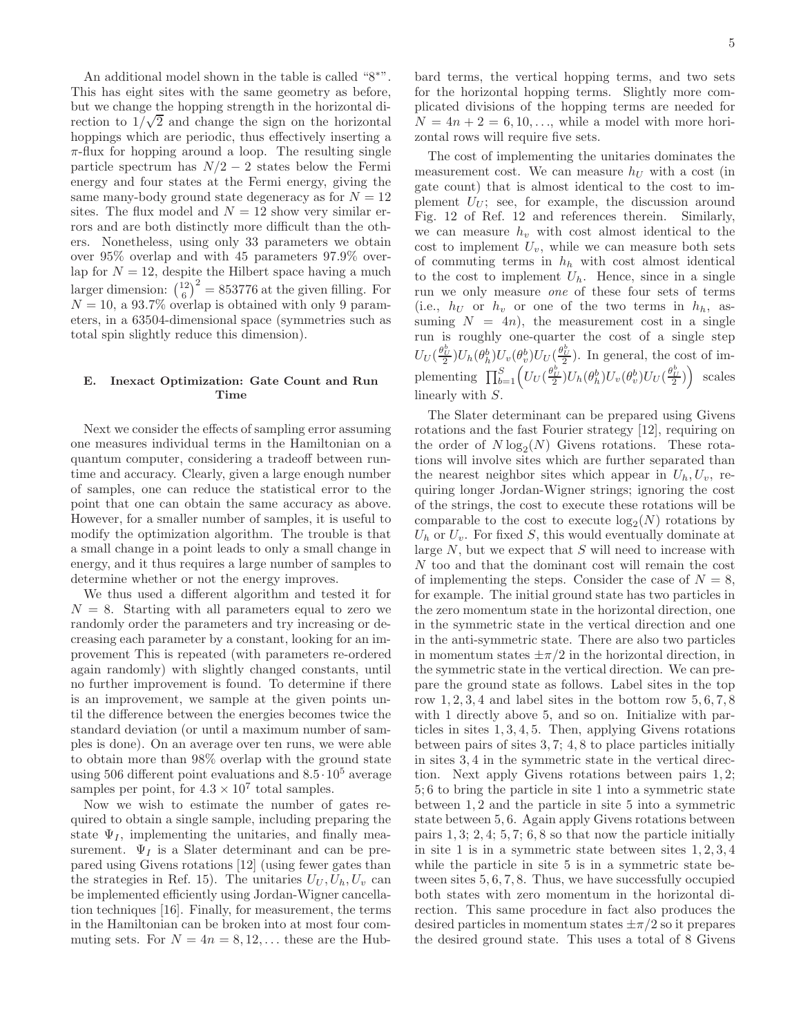An additional model shown in the table is called "8*". This has eight sites with the same geometry as before, but we change the hopping strength in the horizontal direction to $1/\sqrt{2}$ and change the sign on the horizontal hoppings which are periodic, thus effectively inserting a $\pi$-flux for hopping around a loop. The resulting single particle spectrum has $N/2-2$ states below the Fermi energy and four states at the Fermi energy, giving the same many-body ground state degeneracy as for $N=12$ sites. The flux model and $N=12$ show very similar errors and are both distinctly more difficult than the others. Nonetheless, using only 33 parameters we obtain over 95% overlap and with 45 parameters 97.9% overlap for $N=12$, despite the Hilbert space having a much larger dimension: $\binom{12}{6}^2 = 853776$ at the given filling. For $N=10$, a 93.7% overlap is obtained with only 9 parameters, in a 63504-dimensional space (symmetries such as total spin slightly reduce this dimension).

### E. Inexact Optimization: Gate Count and Run Time

Next we consider the effects of sampling error assuming one measures individual terms in the Hamiltonian on a quantum computer, considering a tradeoff between runtime and accuracy. Clearly, given a large enough number of samples, one can reduce the statistical error to the point that one can obtain the same accuracy as above. However, for a smaller number of samples, it is useful to modify the optimization algorithm. The trouble is that a small change in a point leads to only a small change in energy, and it thus requires a large number of samples to determine whether or not the energy improves.

We thus used a different algorithm and tested it for $N=8$. Starting with all parameters equal to zero we randomly order the parameters and try increasing or decreasing each parameter by a constant, looking for an improvement This is repeated (with parameters re-ordered again randomly) with slightly changed constants, until no further improvement is found. To determine if there is an improvement, we sample at the given points until the difference between the energies becomes twice the standard deviation (or until a maximum number of samples is done). On an average over ten runs, we were able to obtain more than 98% overlap with the ground state using 506 different point evaluations and $8.5\cdot 10^5$ average samples per point, for $4.3\times 10^7$ total samples.

Now we wish to estimate the number of gates required to obtain a single sample, including preparing the state $\Psi_I$, implementing the unitaries, and finally measurement. $\Psi_I$ is a Slater determinant and can be prepared using Givens rotations [12] (using fewer gates than the strategies in Ref. 15). The unitaries $U_U, U_h, U_v$ can be implemented efficiently using Jordan-Wigner cancellation techniques [16]. Finally, for measurement, the terms in the Hamiltonian can be broken into at most four commuting sets. For $N=4n=8,12,\ldots$ these are the Hubbard terms, the vertical hopping terms, and two sets for the horizontal hopping terms. Slightly more complicated divisions of the hopping terms are needed for $N=4n+2=6,10,\ldots$, while a model with more horizontal rows will require five sets.

The cost of implementing the unitaries dominates the measurement cost. We can measure $h_U$ with a cost (in gate count) that is almost identical to the cost to implement $U_U$; see, for example, the discussion around Fig. 12 of Ref. 12 and references therein. Similarly, we can measure $h_v$ with cost almost identical to the cost to implement $U_v$, while we can measure both sets of commuting terms in $h_h$ with cost almost identical to the cost to implement $U_h$. Hence, since in a single run we only measure *one* of these four sets of terms (i.e., $h_U$ or $h_v$ or one of the two terms in $h_h$, assuming $N=4n$), the measurement cost in a single run is roughly one-quarter the cost of a single step $U_U(\frac{\theta_U^b}{2})U_h(\theta_h^b)U_v(\theta_v^b)U_U(\frac{\theta_U^b}{2})$. In general, the cost of implementing $\prod_{b=1}^{S}\Big(U_U(\frac{\theta_U^b}{2})U_h(\theta_h^b)U_v(\theta_v^b)U_U(\frac{\theta_U^b}{2})\Big)$ scales linearly with $S$.

The Slater determinant can be prepared using Givens rotations and the fast Fourier strategy [12], requiring on the order of $N\log_2(N)$ Givens rotations. These rotations will involve sites which are further separated than the nearest neighbor sites which appear in $U_h, U_v$, requiring longer Jordan-Wigner strings; ignoring the cost of the strings, the cost to execute these rotations will be comparable to the cost to execute $\log_2(N)$ rotations by $U_h$ or $U_v$. For fixed $S$, this would eventually dominate at large $N$, but we expect that $S$ will need to increase with $N$ too and that the dominant cost will remain the cost of implementing the steps. Consider the case of $N=8$, for example. The initial ground state has two particles in the zero momentum state in the horizontal direction, one in the symmetric state in the vertical direction and one in the anti-symmetric state. There are also two particles in momentum states $\pm\pi/2$ in the horizontal direction, in the symmetric state in the vertical direction. We can prepare the ground state as follows. Label sites in the top row $1,2,3,4$ and label sites in the bottom row $5,6,7,8$ with 1 directly above 5, and so on. Initialize with particles in sites $1,3,4,5$. Then, applying Givens rotations between pairs of sites $3,7$; $4,8$ to place particles initially in sites $3,4$ in the symmetric state in the vertical direction. Next apply Givens rotations between pairs $1,2$; $5;6$ to bring the particle in site 1 into a symmetric state between $1,2$ and the particle in site 5 into a symmetric state between $5,6$. Again apply Givens rotations between pairs $1,3$; $2,4$; $5,7$; $6,8$ so that now the particle initially in site 1 is in a symmetric state between sites $1,2,3,4$ while the particle in site 5 is in a symmetric state between sites $5,6,7,8$. Thus, we have successfully occupied both states with zero momentum in the horizontal direction. This same procedure in fact also produces the desired particles in momentum states $\pm\pi/2$ so it prepares the desired ground state. This uses a total of 8 Givens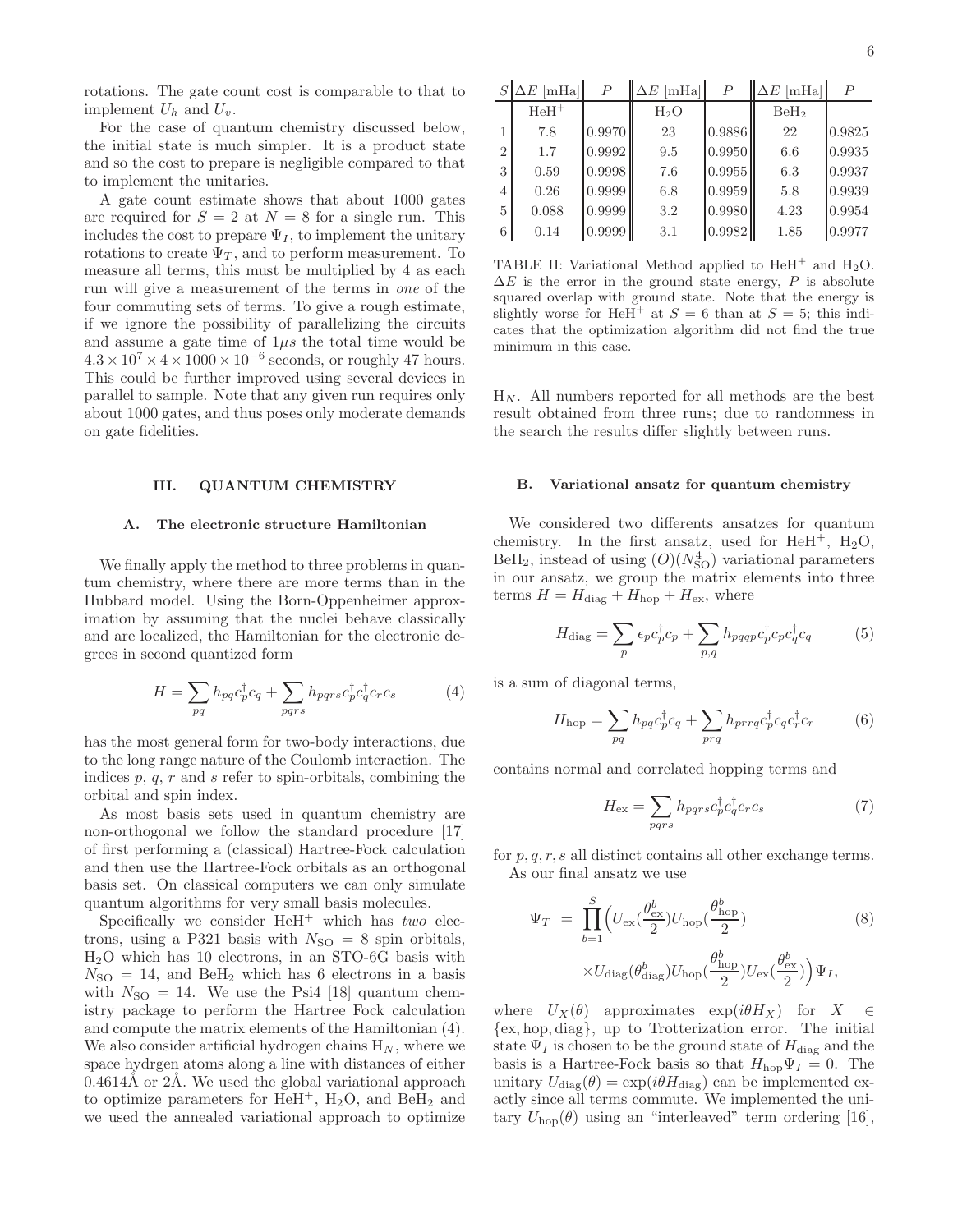rotations. The gate count cost is comparable to that to implement $U_h$ and $U_v$.

For the case of quantum chemistry discussed below, the initial state is much simpler. It is a product state and so the cost to prepare is negligible compared to that to implement the unitaries.

A gate count estimate shows that about 1000 gates are required for $S = 2$ at $N = 8$ for a single run. This includes the cost to prepare $\Psi_I$, to implement the unitary rotations to create $\Psi_T$, and to perform measurement. To measure all terms, this must be multiplied by 4 as each run will give a measurement of the terms in *one* of the four commuting sets of terms. To give a rough estimate, if we ignore the possibility of parallelizing the circuits and assume a gate time of $1\mu s$ the total time would be $4.3 \times 10^7 \times 4 \times 1000 \times 10^{-6}$ seconds, or roughly 47 hours. This could be further improved using several devices in parallel to sample. Note that any given run requires only about 1000 gates, and thus poses only moderate demands on gate fidelities.

## III. QUANTUM CHEMISTRY

### A. The electronic structure Hamiltonian

We finally apply the method to three problems in quantum chemistry, where there are more terms than in the Hubbard model. Using the Born-Oppenheimer approximation by assuming that the nuclei behave classically and are localized, the Hamiltonian for the electronic degrees in second quantized form

$$H = \sum_{pq} h_{pq} c_p^\dagger c_q + \sum_{pqrs} h_{pqrs} c_p^\dagger c_q^\dagger c_r c_s \tag{4}$$

has the most general form for two-body interactions, due to the long range nature of the Coulomb interaction. The indices $p$, $q$, $r$ and $s$ refer to spin-orbitals, combining the orbital and spin index.

As most basis sets used in quantum chemistry are non-orthogonal we follow the standard procedure [17] of first performing a (classical) Hartree-Fock calculation and then use the Hartree-Fock orbitals as an orthogonal basis set. On classical computers we can only simulate quantum algorithms for very small basis molecules.

Specifically we consider $HeH^+$ which has *two* electrons, using a P321 basis with $N_{\rm SO} = 8$ spin orbitals, $H_2O$ which has 10 electrons, in an STO-6G basis with $N_{\rm SO} = 14$, and $BeH_2$ which has 6 electrons in a basis with $N_{\rm SO} = 14$. We use the Psi4 [18] quantum chemistry package to perform the Hartree Fock calculation and compute the matrix elements of the Hamiltonian (4). We also consider artificial hydrogen chains $H_N$, where we space hydrgen atoms along a line with distances of either 0.4614Å or 2Å. We used the global variational approach to optimize parameters for $HeH^+$, $H_2O$, and $BeH_2$ and we used the annealed variational approach to optimize $H_N$. All numbers reported for all methods are the best result obtained from three runs; due to randomness in the search the results differ slightly between runs.

| $S$ | $\Delta E$ [mHa] | $P$ | $\Delta E$ [mHa] | $P$ | $\Delta E$ [mHa] | $P$ |
|---|---|---|---|---|---|---|
| | $HeH^+$ | | $H_2O$ | | $BeH_2$ | |
| 1 | 7.8 | 0.9970 | 23 | 0.9886 | 22 | 0.9825 |
| 2 | 1.7 | 0.9992 | 9.5 | 0.9950 | 6.6 | 0.9935 |
| 3 | 0.59 | 0.9998 | 7.6 | 0.9955 | 6.3 | 0.9937 |
| 4 | 0.26 | 0.9999 | 6.8 | 0.9959 | 5.8 | 0.9939 |
| 5 | 0.088 | 0.9999 | 3.2 | 0.9980 | 4.23 | 0.9954 |
| 6 | 0.14 | 0.9999 | 3.1 | 0.9982 | 1.85 | 0.9977 |

TABLE II: Variational Method applied to $HeH^+$ and $H_2O$. $\Delta E$ is the error in the ground state energy, $P$ is absolute squared overlap with ground state. Note that the energy is slightly worse for $HeH^+$ at $S = 6$ than at $S = 5$; this indicates that the optimization algorithm did not find the true minimum in this case.

### B. Variational ansatz for quantum chemistry

We considered two differents ansatzes for quantum chemistry. In the first ansatz, used for $HeH^+$, $H_2O$, $BeH_2$, instead of using $(O)(N_{\rm SO}^4)$ variational parameters in our ansatz, we group the matrix elements into three terms $H = H_{\rm diag} + H_{\rm hop} + H_{\rm ex}$, where

$$H_{\rm diag} = \sum_p \epsilon_p c_p^\dagger c_p + \sum_{p,q} h_{pqqp} c_p^\dagger c_p c_q^\dagger c_q \tag{5}$$

is a sum of diagonal terms,

$$H_{\rm hop} = \sum_{pq} h_{pq} c_p^\dagger c_q + \sum_{prq} h_{prrq} c_p^\dagger c_q c_r^\dagger c_r \tag{6}$$

contains normal and correlated hopping terms and

$$H_{\rm ex} = \sum_{pqrs} h_{pqrs} c_p^\dagger c_q^\dagger c_r c_s \tag{7}$$

for $p, q, r, s$ all distinct contains all other exchange terms.

As our final ansatz we use

$$\begin{aligned}
\Psi_T \;=\; & \prod_{b=1}^{S} \Big( U_{\rm ex}(\frac{\theta_{\rm ex}^b}{2}) U_{\rm hop}(\frac{\theta_{\rm hop}^b}{2}) \\
& \times U_{\rm diag}(\theta_{\rm diag}^b) U_{\rm hop}(\frac{\theta_{\rm hop}^b}{2}) U_{\rm ex}(\frac{\theta_{\rm ex}^b}{2}) \Big) \Psi_I,
\end{aligned} \tag{8}$$

where $U_X(\theta)$ approximates $\exp(i\theta H_X)$ for $X \in \{\text{ex}, \text{hop}, \text{diag}\}$, up to Trotterization error. The initial state $\Psi_I$ is chosen to be the ground state of $H_{\rm diag}$ and the basis is a Hartree-Fock basis so that $H_{\rm hop}\Psi_I = 0$. The unitary $U_{\rm diag}(\theta) = \exp(i\theta H_{\rm diag})$ can be implemented exactly since all terms commute. We implemented the unitary $U_{\rm hop}(\theta)$ using an "interleaved" term ordering [16],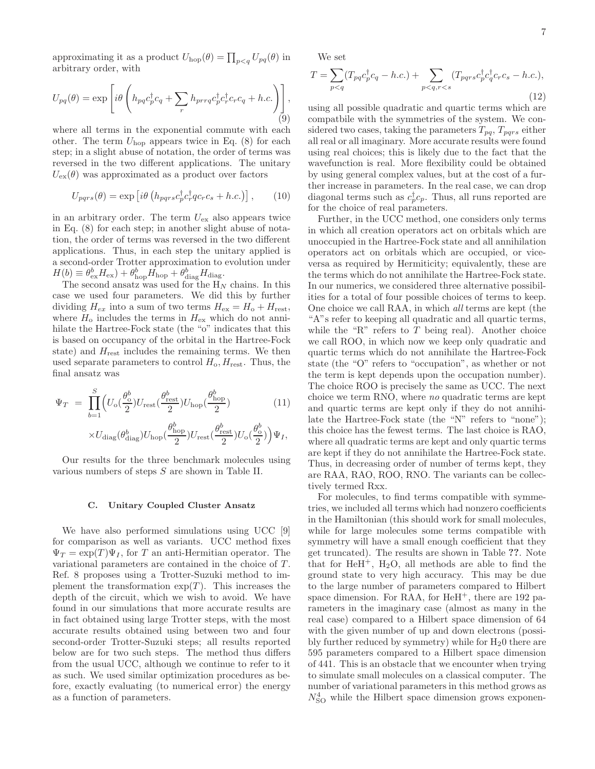approximating it as a product $U_{\rm hop}(\theta) = \prod_{p<q} U_{pq}(\theta)$ in arbitrary order, with

$$U_{pq}(\theta) = \exp\left[i\theta\left(h_{pq}c_p^\dagger c_q + \sum_r h_{prrq}c_p^\dagger c_r^\dagger c_r c_q + h.c.\right)\right], \tag{9}$$

where all terms in the exponential commute with each other. The term $U_{\rm hop}$ appears twice in Eq. (8) for each step; in a slight abuse of notation, the order of terms was reversed in the two different applications. The unitary $U_{\rm ex}(\theta)$ was approximated as a product over factors

$$U_{pqrs}(\theta) = \exp\left[i\theta\left(h_{pqrs}c_p^\dagger c_r^\dagger q c_r c_s + h.c.\right)\right], \tag{10}$$

in an arbitrary order. The term $U_{\rm ex}$ also appears twice in Eq. (8) for each step; in another slight abuse of notation, the order of terms was reversed in the two different applications. Thus, in each step the unitary applied is a second-order Trotter approximation to evolution under $H(b) \equiv \theta^b_{\rm ex}H_{\rm ex}) + \theta^b_{\rm hop}H_{\rm hop} + \theta^b_{\rm diag}H_{\rm diag}$.

The second ansatz was used for the $H_N$ chains. In this case we used four parameters. We did this by further dividing $H_{ex}$ into a sum of two terms $H_{\rm ex} = H_{\rm o} + H_{\rm rest}$, where $H_{\rm o}$ includes the terms in $H_{\rm ex}$ which do not annihilate the Hartree-Fock state (the "o" indicates that this is based on occupancy of the orbital in the Hartree-Fock state) and $H_{\rm rest}$ includes the remaining terms. We then used separate parameters to control $H_{\rm o}, H_{\rm rest}$. Thus, the final ansatz was

$$\begin{aligned}\Psi_T &= \prod_{b=1}^{S}\Big(U_{\rm o}(\frac{\theta^b_{\rm o}}{2})U_{\rm rest}(\frac{\theta^b_{\rm rest}}{2})U_{\rm hop}(\frac{\theta^b_{\rm hop}}{2}) \\ &\times U_{\rm diag}(\theta^b_{\rm diag})U_{\rm hop}(\frac{\theta^b_{\rm hop}}{2})U_{\rm rest}(\frac{\theta^b_{\rm rest}}{2})U_{\rm o}(\frac{\theta^b_{\rm o}}{2})\Big)\Psi_I,\end{aligned} \tag{11}$$

Our results for the three benchmark molecules using various numbers of steps $S$ are shown in Table II.

### C. Unitary Coupled Cluster Ansatz

We have also performed simulations using UCC [9] for comparison as well as variants. UCC method fixes $\Psi_T = \exp(T)\Psi_I$, for $T$ an anti-Hermitian operator. The variational parameters are contained in the choice of $T$. Ref. 8 proposes using a Trotter-Suzuki method to implement the transformation $\exp(T)$. This increases the depth of the circuit, which we wish to avoid. We have found in our simulations that more accurate results are in fact obtained using large Trotter steps, with the most accurate results obtained using between two and four second-order Trotter-Suzuki steps; all results reported below are for two such steps. The method thus differs from the usual UCC, although we continue to refer to it as such. We used similar optimization procedures as before, exactly evaluating (to numerical error) the energy as a function of parameters.

We set

$$T = \sum_{p<q}(T_{pq}c_p^\dagger c_q - h.c.) + \sum_{p<q,r<s}(T_{pqrs}c_p^\dagger c_q^\dagger c_r c_s - h.c.), \tag{12}$$

using all possible quadratic and quartic terms which are compatbile with the symmetries of the system. We considered two cases, taking the parameters $T_{pq}$, $T_{pqrs}$ either all real or all imaginary. More accurate results were found using real choices; this is likely due to the fact that the wavefunction is real. More flexibility could be obtained by using general complex values, but at the cost of a further increase in parameters. In the real case, we can drop diagonal terms such as $c_p^\dagger c_p$. Thus, all runs reported are for the choice of real parameters.

Further, in the UCC method, one considers only terms in which all creation operators act on orbitals which are unoccupied in the Hartree-Fock state and all annihilation operators act on orbitals which are occupied, or vice-versa as required by Hermiticity; equivalently, these are the terms which do not annihilate the Hartree-Fock state. In our numerics, we considered three alternative possibilities for a total of four possible choices of terms to keep. One choice we call RAA, in which *all* terms are kept (the "A"s refer to keeping all quadratic and all quartic terms, while the "R" refers to $T$ being real). Another choice we call ROO, in which now we keep only quadratic and quartic terms which do not annihilate the Hartree-Fock state (the "O" refers to "occupation", as whether or not the term is kept depends upon the occupation number). The choice ROO is precisely the same as UCC. The next choice we term RNO, where *no* quadratic terms are kept and quartic terms are kept only if they do not annihilate the Hartree-Fock state (the "N" refers to "none"); this choice has the fewest terms. The last choice is RAO, where all quadratic terms are kept and only quartic terms are kept if they do not annihilate the Hartree-Fock state. Thus, in decreasing order of number of terms kept, they are RAA, RAO, ROO, RNO. The variants can be collectively termed Rxx.

For molecules, to find terms compatible with symmetries, we included all terms which had nonzero coefficients in the Hamiltonian (this should work for small molecules, while for large molecules some terms compatible with symmetry will have a small enough coefficient that they get truncated). The results are shown in Table **??**. Note that for $HeH^+$, $H_2O$, all methods are able to find the ground state to very high accuracy. This may be due to the large number of parameters compared to Hilbert space dimension. For RAA, for $HeH^+$, there are 192 parameters in the imaginary case (almost as many in the real case) compared to a Hilbert space dimension of 64 with the given number of up and down electrons (possibly further reduced by symmetry) while for $H_20$ there are 595 parameters compared to a Hilbert space dimension of 441. This is an obstacle that we encounter when trying to simulate small molecules on a classical computer. The number of variational parameters in this method grows as $N_{\rm SO}^4$ while the Hilbert space dimension grows exponen-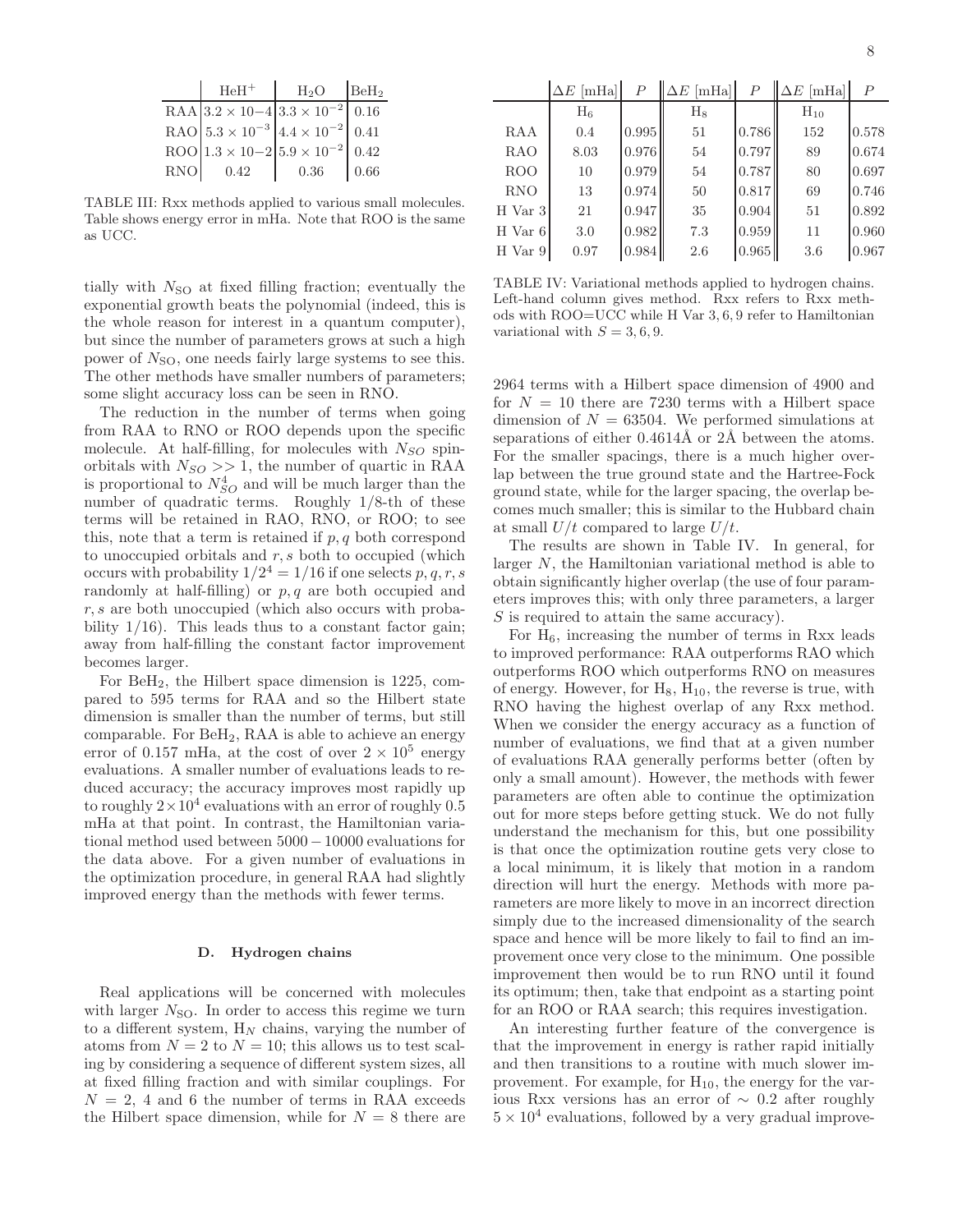|  | $HeH^+$ | $H_2O$ | $BeH_2$ |
|---|---|---|---|
| RAA | $3.2 \times 10{-}4$ | $3.3 \times 10^{-2}$ | 0.16 |
| RAO | $5.3 \times 10^{-3}$ | $4.4 \times 10^{-2}$ | 0.41 |
| ROO | $1.3 \times 10{-}2$ | $5.9 \times 10^{-2}$ | 0.42 |
| RNO | 0.42 | 0.36 | 0.66 |

TABLE III: Rxx methods applied to various small molecules. Table shows energy error in mHa. Note that ROO is the same as UCC.

tially with $N_{\rm SO}$ at fixed filling fraction; eventually the exponential growth beats the polynomial (indeed, this is the whole reason for interest in a quantum computer), but since the number of parameters grows at such a high power of $N_{\rm SO}$, one needs fairly large systems to see this. The other methods have smaller numbers of parameters; some slight accuracy loss can be seen in RNO.

The reduction in the number of terms when going from RAA to RNO or ROO depends upon the specific molecule. At half-filling, for molecules with $N_{SO}$ spin-orbitals with $N_{SO} >> 1$, the number of quartic in RAA is proportional to $N_{SO}^4$ and will be much larger than the number of quadratic terms. Roughly 1/8-th of these terms will be retained in RAO, RNO, or ROO; to see this, note that a term is retained if $p, q$ both correspond to unoccupied orbitals and $r, s$ both to occupied (which occurs with probability $1/2^4 = 1/16$ if one selects $p, q, r, s$ randomly at half-filling) or $p, q$ are both occupied and $r, s$ are both unoccupied (which also occurs with probability 1/16). This leads thus to a constant factor gain; away from half-filling the constant factor improvement becomes larger.

For $BeH_2$, the Hilbert space dimension is 1225, compared to 595 terms for RAA and so the Hilbert state dimension is smaller than the number of terms, but still comparable. For $BeH_2$, RAA is able to achieve an energy error of 0.157 mHa, at the cost of over $2 \times 10^5$ energy evaluations. A smaller number of evaluations leads to reduced accuracy; the accuracy improves most rapidly up to roughly $2 \times 10^4$ evaluations with an error of roughly 0.5 mHa at that point. In contrast, the Hamiltonian variational method used between $5000 - 10000$ evaluations for the data above. For a given number of evaluations in the optimization procedure, in general RAA had slightly improved energy than the methods with fewer terms.

### D. Hydrogen chains

Real applications will be concerned with molecules with larger $N_{\rm SO}$. In order to access this regime we turn to a different system, $H_N$ chains, varying the number of atoms from $N = 2$ to $N = 10$; this allows us to test scaling by considering a sequence of different system sizes, all at fixed filling fraction and with similar couplings. For $N = 2$, 4 and 6 the number of terms in RAA exceeds the Hilbert space dimension, while for $N = 8$ there are

|  | $\Delta E$ [mHa] | $P$ | $\Delta E$ [mHa] | $P$ | $\Delta E$ [mHa] | $P$ |
|---|---|---|---|---|---|---|
|  | $H_6$ |  | $H_8$ |  | $H_{10}$ |  |
| RAA | 0.4 | 0.995 | 51 | 0.786 | 152 | 0.578 |
| RAO | 8.03 | 0.976 | 54 | 0.797 | 89 | 0.674 |
| ROO | 10 | 0.979 | 54 | 0.787 | 80 | 0.697 |
| RNO | 13 | 0.974 | 50 | 0.817 | 69 | 0.746 |
| H Var 3 | 21 | 0.947 | 35 | 0.904 | 51 | 0.892 |
| H Var 6 | 3.0 | 0.982 | 7.3 | 0.959 | 11 | 0.960 |
| H Var 9 | 0.97 | 0.984 | 2.6 | 0.965 | 3.6 | 0.967 |

TABLE IV: Variational methods applied to hydrogen chains. Left-hand column gives method. Rxx refers to Rxx methods with ROO=UCC while H Var 3, 6, 9 refer to Hamiltonian variational with $S = 3, 6, 9$.

2964 terms with a Hilbert space dimension of 4900 and for $N = 10$ there are 7230 terms with a Hilbert space dimension of $N = 63504$. We performed simulations at separations of either 0.4614Å or 2Å between the atoms. For the smaller spacings, there is a much higher overlap between the true ground state and the Hartree-Fock ground state, while for the larger spacing, the overlap becomes much smaller; this is similar to the Hubbard chain at small $U/t$ compared to large $U/t$.

The results are shown in Table IV. In general, for larger $N$, the Hamiltonian variational method is able to obtain significantly higher overlap (the use of four parameters improves this; with only three parameters, a larger $S$ is required to attain the same accuracy).

For $H_6$, increasing the number of terms in Rxx leads to improved performance: RAA outperforms RAO which outperforms ROO which outperforms RNO on measures of energy. However, for $H_8$, $H_{10}$, the reverse is true, with RNO having the highest overlap of any Rxx method. When we consider the energy accuracy as a function of number of evaluations, we find that at a given number of evaluations RAA generally performs better (often by only a small amount). However, the methods with fewer parameters are often able to continue the optimization out for more steps before getting stuck. We do not fully understand the mechanism for this, but one possibility is that once the optimization routine gets very close to a local minimum, it is likely that motion in a random direction will hurt the energy. Methods with more parameters are more likely to move in an incorrect direction simply due to the increased dimensionality of the search space and hence will be more likely to fail to find an improvement once very close to the minimum. One possible improvement then would be to run RNO until it found its optimum; then, take that endpoint as a starting point for an ROO or RAA search; this requires investigation.

An interesting further feature of the convergence is that the improvement in energy is rather rapid initially and then transitions to a routine with much slower improvement. For example, for $H_{10}$, the energy for the various Rxx versions has an error of $\sim 0.2$ after roughly $5 \times 10^4$ evaluations, followed by a very gradual improve-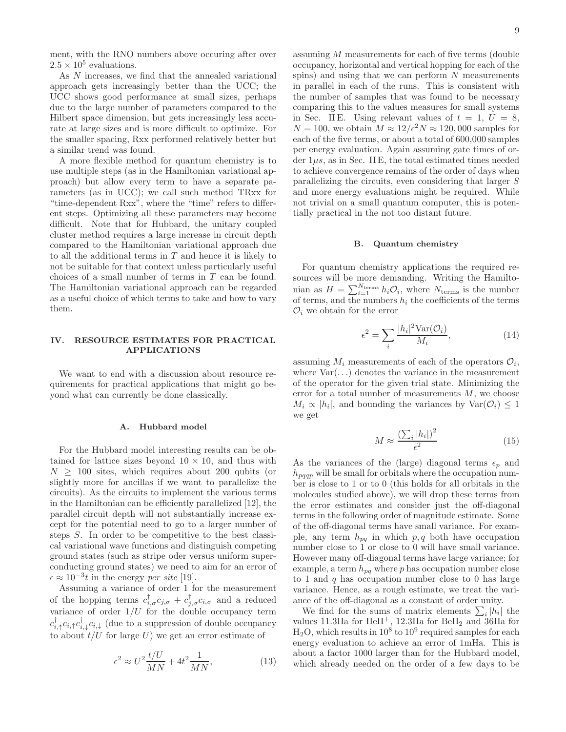ment, with the RNO numbers above occuring after over $2.5 \times 10^5$ evaluations.

As $N$ increases, we find that the annealed variational approach gets increasingly better than the UCC; the UCC shows good performance at small sizes, perhaps due to the large number of parameters compared to the Hilbert space dimension, but gets increasingly less accurate at large sizes and is more difficult to optimize. For the smaller spacing, Rxx performed relatively better but a similar trend was found.

A more flexible method for quantum chemistry is to use multiple steps (as in the Hamiltonian variational approach) but allow every term to have a separate parameters (as in UCC); we call such method TRxx for "time-dependent Rxx", where the "time" refers to different steps. Optimizing all these parameters may become difficult. Note that for Hubbard, the unitary coupled cluster method requires a large increase in circuit depth compared to the Hamiltonian variational approach due to all the additional terms in $T$ and hence it is likely to not be suitable for that context unless particularly useful choices of a small number of terms in $T$ can be found. The Hamiltonian variational approach can be regarded as a useful choice of which terms to take and how to vary them.

## IV. RESOURCE ESTIMATES FOR PRACTICAL APPLICATIONS

We want to end with a discussion about resource requirements for practical applications that might go beyond what can currently be done classically.

### A. Hubbard model

For the Hubbard model interesting results can be obtained for lattice sizes beyond $10 \times 10$, and thus with $N \geq 100$ sites, which requires about 200 qubits (or slightly more for ancillas if we want to parallelize the circuits). As the circuits to implement the various terms in the Hamiltonian can be efficiently parallelized [12], the parallel circuit depth will not substantially increase except for the potential need to go to a larger number of steps $S$. In order to be competitive to the best classical variational wave functions and distinguish competing ground states (such as stripe oder versus uniform superconducting ground states) we need to aim for an error of $\epsilon \approx 10^{-3}t$ in the energy *per site* [19].

Assuming a variance of order 1 for the measurement of the hopping terms $c^\dagger_{i,\sigma}c_{j,\sigma} + c^\dagger_{j,\sigma}c_{i,\sigma}$ and a reduced variance of order $1/U$ for the double occupancy term $c^\dagger_{i,\uparrow}c_{i,\uparrow}c^\dagger_{i,\downarrow}c_{i,\downarrow}$ (due to a suppression of double occupancy to about $t/U$ for large $U$) we get an error estimate of

$$\epsilon^2 \approx U^2 \frac{t/U}{MN} + 4t^2 \frac{1}{MN}, \tag{13}$$

assuming $M$ measurements for each of five terms (double occupancy, horizontal and vertical hopping for each of the spins) and using that we can perform $N$ measurements in parallel in each of the runs. This is consistent with the number of samples that was found to be necessary comparing this to the values measures for small systems in Sec. II E. Using relevant values of $t = 1$, $U = 8$, $N = 100$, we obtain $M \approx 12/\epsilon^2 N \approx 120,000$ samples for each of the five terms, or about a total of 600,000 samples per energy evaluation. Again assuming gate times of order $1\mu s$, as in Sec. II E, the total estimated times needed to achieve convergence remains of the order of days when parallelizing the circuits, even considering that larger $S$ and more energy evaluations might be required. While not trivial on a small quantum computer, this is potentially practical in the not too distant future.

### B. Quantum chemistry

For quantum chemistry applications the required resources will be more demanding. Writing the Hamiltonian as $H = \sum_{i=1}^{N_{\text{terms}}} h_i \mathcal{O}_i$, where $N_{\text{terms}}$ is the number of terms, and the numbers $h_i$ the coefficients of the terms $\mathcal{O}_i$ we obtain for the error

$$\epsilon^2 = \sum_i \frac{|h_i|^2 \text{Var}(\mathcal{O}_i)}{M_i}, \tag{14}$$

assuming $M_i$ measurements of each of the operators $\mathcal{O}_i$, where $\text{Var}(\dots)$ denotes the variance in the measurement of the operator for the given trial state. Minimizing the error for a total number of measurements $M$, we choose $M_i \propto |h_i|$, and bounding the variances by $\text{Var}(\mathcal{O}_i) \leq 1$ we get

$$M \approx \frac{\left(\sum_i |h_i|\right)^2}{\epsilon^2} \tag{15}$$

As the variances of the (large) diagonal terms $\epsilon_p$ and $h_{pqqp}$ will be small for orbitals where the occupation number is close to 1 or to 0 (this holds for all orbitals in the molecules studied above), we will drop these terms from the error estimates and consider just the off-diagonal terms in the following order of magnitude estimate. Some of the off-diagonal terms have small variance. For example, any term $h_{pq}$ in which $p, q$ both have occupation number close to 1 or close to 0 will have small variance. However many off-diagonal terms have large variance; for example, a term $h_{pq}$ where $p$ has occupation number close to 1 and $q$ has occupation number close to 0 has large variance. Hence, as a rough estimate, we treat the variance of the off-diagonal as a constant of order unity.

We find for the sums of matrix elements $\sum_i |h_i|$ the values 11.3Ha for $HeH^+$, 12.3Ha for $BeH_2$ and 36Ha for $H_2O$, which results in $10^8$ to $10^9$ required samples for each energy evaluation to achieve an error of 1mHa. This is about a factor 1000 larger than for the Hubbard model, which already needed on the order of a few days to be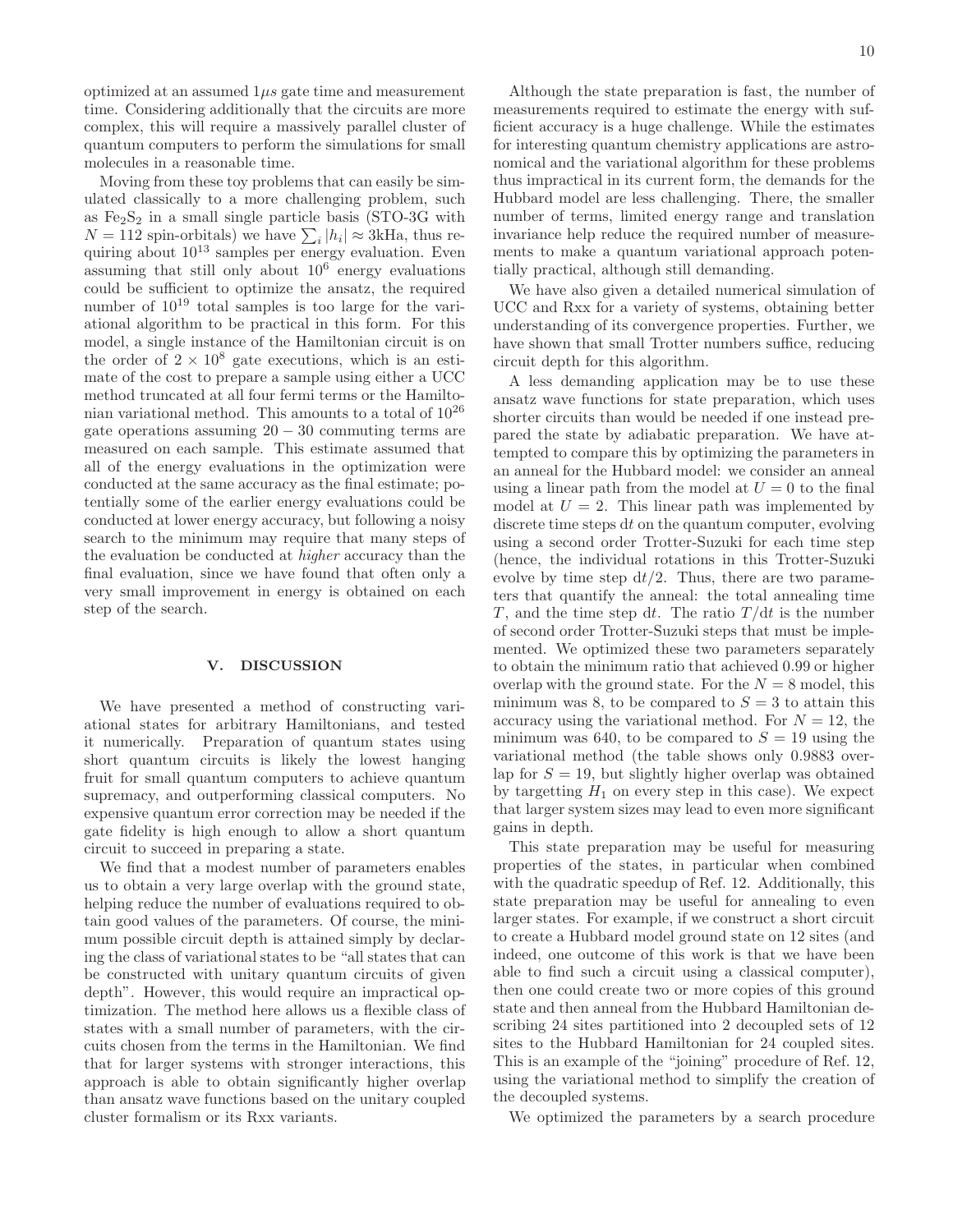optimized at an assumed $1\mu s$ gate time and measurement time. Considering additionally that the circuits are more complex, this will require a massively parallel cluster of quantum computers to perform the simulations for small molecules in a reasonable time.

Moving from these toy problems that can easily be simulated classically to a more challenging problem, such as $Fe_2S_2$ in a small single particle basis (STO-3G with $N = 112$ spin-orbitals) we have $\sum_i |h_i| \approx 3$kHa, thus requiring about $10^{13}$ samples per energy evaluation. Even assuming that still only about $10^6$ energy evaluations could be sufficient to optimize the ansatz, the required number of $10^{19}$ total samples is too large for the variational algorithm to be practical in this form. For this model, a single instance of the Hamiltonian circuit is on the order of $2 \times 10^8$ gate executions, which is an estimate of the cost to prepare a sample using either a UCC method truncated at all four fermi terms or the Hamiltonian variational method. This amounts to a total of $10^{26}$ gate operations assuming $20 - 30$ commuting terms are measured on each sample. This estimate assumed that all of the energy evaluations in the optimization were conducted at the same accuracy as the final estimate; potentially some of the earlier energy evaluations could be conducted at lower energy accuracy, but following a noisy search to the minimum may require that many steps of the evaluation be conducted at *higher* accuracy than the final evaluation, since we have found that often only a very small improvement in energy is obtained on each step of the search.

## V. DISCUSSION

We have presented a method of constructing variational states for arbitrary Hamiltonians, and tested it numerically. Preparation of quantum states using short quantum circuits is likely the lowest hanging fruit for small quantum computers to achieve quantum supremacy, and outperforming classical computers. No expensive quantum error correction may be needed if the gate fidelity is high enough to allow a short quantum circuit to succeed in preparing a state.

We find that a modest number of parameters enables us to obtain a very large overlap with the ground state, helping reduce the number of evaluations required to obtain good values of the parameters. Of course, the minimum possible circuit depth is attained simply by declaring the class of variational states to be "all states that can be constructed with unitary quantum circuits of given depth". However, this would require an impractical optimization. The method here allows us a flexible class of states with a small number of parameters, with the circuits chosen from the terms in the Hamiltonian. We find that for larger systems with stronger interactions, this approach is able to obtain significantly higher overlap than ansatz wave functions based on the unitary coupled cluster formalism or its Rxx variants.

Although the state preparation is fast, the number of measurements required to estimate the energy with sufficient accuracy is a huge challenge. While the estimates for interesting quantum chemistry applications are astronomical and the variational algorithm for these problems thus impractical in its current form, the demands for the Hubbard model are less challenging. There, the smaller number of terms, limited energy range and translation invariance help reduce the required number of measurements to make a quantum variational approach potentially practical, although still demanding.

We have also given a detailed numerical simulation of UCC and Rxx for a variety of systems, obtaining better understanding of its convergence properties. Further, we have shown that small Trotter numbers suffice, reducing circuit depth for this algorithm.

A less demanding application may be to use these ansatz wave functions for state preparation, which uses shorter circuits than would be needed if one instead prepared the state by adiabatic preparation. We have attempted to compare this by optimizing the parameters in an anneal for the Hubbard model: we consider an anneal using a linear path from the model at $U = 0$ to the final model at $U = 2$. This linear path was implemented by discrete time steps $\mathrm{d}t$ on the quantum computer, evolving using a second order Trotter-Suzuki for each time step (hence, the individual rotations in this Trotter-Suzuki evolve by time step $\mathrm{d}t/2$. Thus, there are two parameters that quantify the anneal: the total annealing time $T$, and the time step $\mathrm{d}t$. The ratio $T/\mathrm{d}t$ is the number of second order Trotter-Suzuki steps that must be implemented. We optimized these two parameters separately to obtain the minimum ratio that achieved 0.99 or higher overlap with the ground state. For the $N = 8$ model, this minimum was 8, to be compared to $S = 3$ to attain this accuracy using the variational method. For $N = 12$, the minimum was 640, to be compared to $S = 19$ using the variational method (the table shows only 0.9883 overlap for $S = 19$, but slightly higher overlap was obtained by targetting $H_1$ on every step in this case). We expect that larger system sizes may lead to even more significant gains in depth.

This state preparation may be useful for measuring properties of the states, in particular when combined with the quadratic speedup of Ref. 12. Additionally, this state preparation may be useful for annealing to even larger states. For example, if we construct a short circuit to create a Hubbard model ground state on 12 sites (and indeed, one outcome of this work is that we have been able to find such a circuit using a classical computer), then one could create two or more copies of this ground state and then anneal from the Hubbard Hamiltonian describing 24 sites partitioned into 2 decoupled sets of 12 sites to the Hubbard Hamiltonian for 24 coupled sites. This is an example of the "joining" procedure of Ref. 12, using the variational method to simplify the creation of the decoupled systems.

We optimized the parameters by a search procedure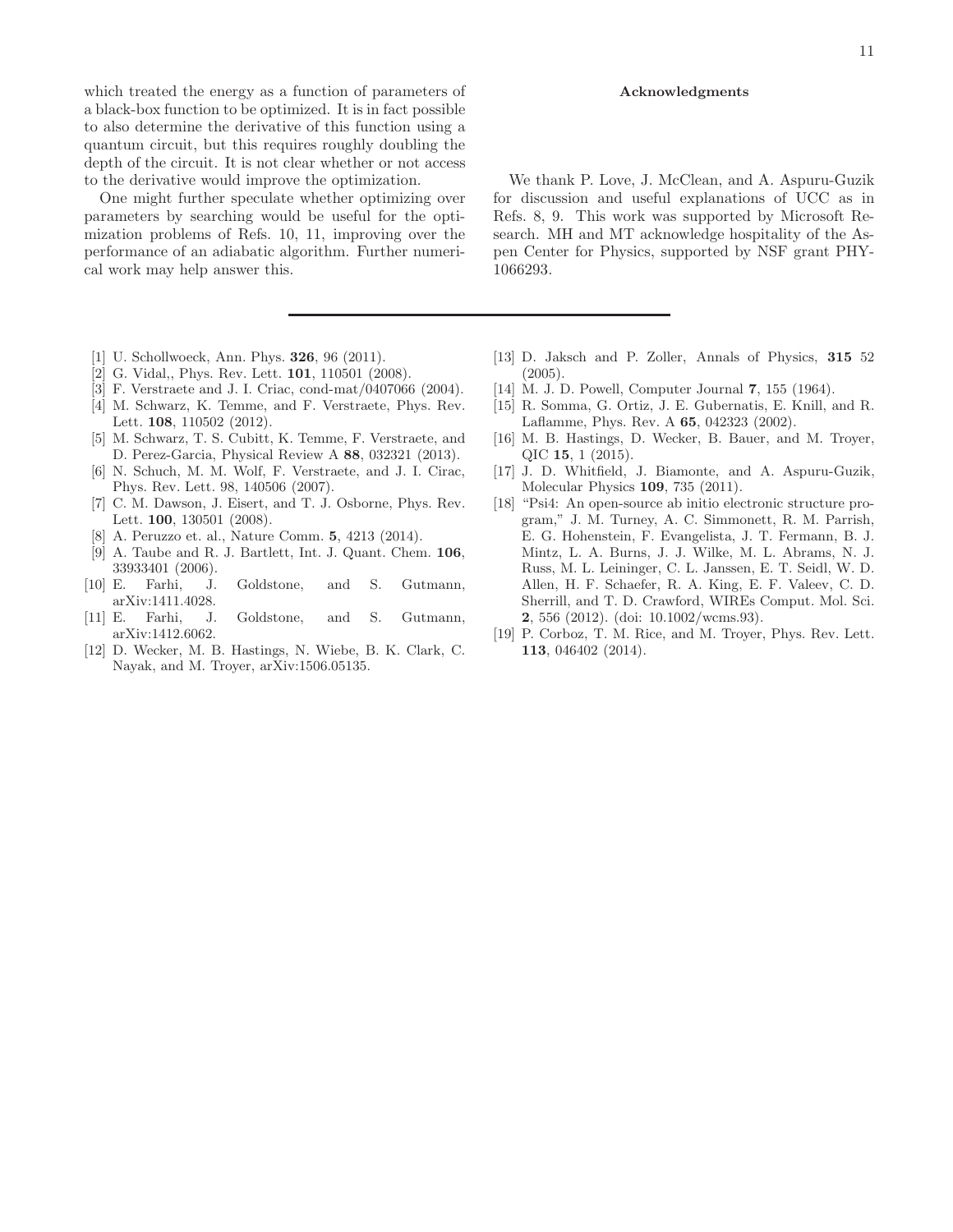which treated the energy as a function of parameters of a black-box function to be optimized. It is in fact possible to also determine the derivative of this function using a quantum circuit, but this requires roughly doubling the depth of the circuit. It is not clear whether or not access to the derivative would improve the optimization.

One might further speculate whether optimizing over parameters by searching would be useful for the optimization problems of Refs. 10, 11, improving over the performance of an adiabatic algorithm. Further numerical work may help answer this.

### Acknowledgments

We thank P. Love, J. McClean, and A. Aspuru-Guzik for discussion and useful explanations of UCC as in Refs. 8, 9. This work was supported by Microsoft Research. MH and MT acknowledge hospitality of the Aspen Center for Physics, supported by NSF grant PHY-1066293.

---

[1] U. Schollwoeck, Ann. Phys. **326**, 96 (2011).

[2] G. Vidal,, Phys. Rev. Lett. **101**, 110501 (2008).

[3] F. Verstraete and J. I. Criac, cond-mat/0407066 (2004).

[4] M. Schwarz, K. Temme, and F. Verstraete, Phys. Rev. Lett. **108**, 110502 (2012).

[5] M. Schwarz, T. S. Cubitt, K. Temme, F. Verstraete, and D. Perez-Garcia, Physical Review A **88**, 032321 (2013).

[6] N. Schuch, M. M. Wolf, F. Verstraete, and J. I. Cirac, Phys. Rev. Lett. 98, 140506 (2007).

[7] C. M. Dawson, J. Eisert, and T. J. Osborne, Phys. Rev. Lett. **100**, 130501 (2008).

[8] A. Peruzzo et. al., Nature Comm. **5**, 4213 (2014).

[9] A. Taube and R. J. Bartlett, Int. J. Quant. Chem. **106**, 33933401 (2006).

[10] E. Farhi, J. Goldstone, and S. Gutmann, arXiv:1411.4028.

[11] E. Farhi, J. Goldstone, and S. Gutmann, arXiv:1412.6062.

[12] D. Wecker, M. B. Hastings, N. Wiebe, B. K. Clark, C. Nayak, and M. Troyer, arXiv:1506.05135.

[13] D. Jaksch and P. Zoller, Annals of Physics, **315** 52 (2005).

[14] M. J. D. Powell, Computer Journal **7**, 155 (1964).

[15] R. Somma, G. Ortiz, J. E. Gubernatis, E. Knill, and R. Laflamme, Phys. Rev. A **65**, 042323 (2002).

[16] M. B. Hastings, D. Wecker, B. Bauer, and M. Troyer, QIC **15**, 1 (2015).

[17] J. D. Whitfield, J. Biamonte, and A. Aspuru-Guzik, Molecular Physics **109**, 735 (2011).

[18] "Psi4: An open-source ab initio electronic structure program," J. M. Turney, A. C. Simmonett, R. M. Parrish, E. G. Hohenstein, F. Evangelista, J. T. Fermann, B. J. Mintz, L. A. Burns, J. J. Wilke, M. L. Abrams, N. J. Russ, M. L. Leininger, C. L. Janssen, E. T. Seidl, W. D. Allen, H. F. Schaefer, R. A. King, E. F. Valeev, C. D. Sherrill, and T. D. Crawford, WIREs Comput. Mol. Sci. **2**, 556 (2012). (doi: 10.1002/wcms.93).

[19] P. Corboz, T. M. Rice, and M. Troyer, Phys. Rev. Lett. **113**, 046402 (2014).